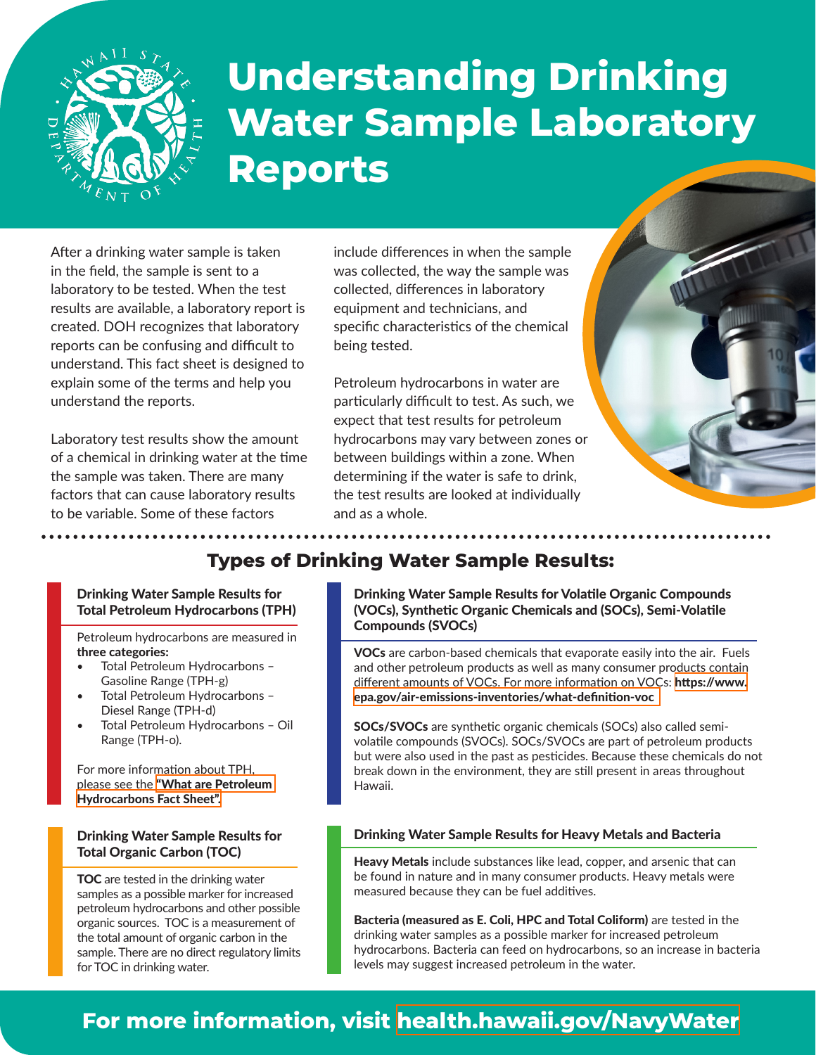# Understanding Drinking Water Sample Laboratory Reports

After a drinking water sample is taken in the field, the sample is sent to a laboratory to be tested. When the test results are available, a laboratory report is created. DOH recognizes that laboratory reports can be confusing and difficult to understand. This fact sheet is designed to explain some of the terms and help you understand the reports.

Laboratory test results show the amount of a chemical in drinking water at the time the sample was taken. There are many factors that can cause laboratory results to be variable. Some of these factors include differences in when the sample was collected, the way the sample was collected, differences in laboratory equipment and technicians, and specific characteristics of the chemical being tested.

Petroleum hydrocarbons in water are particularly difficult to test. As such, we expect that test results for petroleum hydrocarbons may vary between zones or between buildings within a zone. When determining if the water is safe to drink, the test results are looked at individually and as a whole.

## Types of Drinking Water Sample Results:

### Drinking Water Sample Results for Total Petroleum Hydrocarbons (TPH)

Petroleum hydrocarbons are measured in **three categories:**

- Total Petroleum Hydrocarbons – Gasoline Range (TPH-g)
- Total Petroleum Hydrocarbons – Diesel Range (TPH-d)
- Total Petroleum Hydrocarbons – Oil Range (TPH-o).

For more information about TPH, please see the **"What are Petroleum Hydrocarbons Fact Sheet".**

### Drinking Water Sample Results for Total Organic Carbon (TOC)

**TOC** are tested in the drinking water samples as a possible marker for increased petroleum hydrocarbons and other possible organic sources. TOC is a measurement of the total amount of organic carbon in the sample. There are no direct regulatory limits for TOC in drinking water.

### Drinking Water Sample Results for Volatile Organic Compounds (VOCs), Synthetic Organic Chemicals and (SOCs), Semi-Volatile Compounds (SVOCs)

**VOCs** are carbon-based chemicals that evaporate easily into the air. Fuels and other petroleum products as well as many consumer products contain different amounts of VOCs. For more information on VOCs: **https://www.epa.gov/air-emissions-inventories/what-definition-voc**

**SOCs/SVOCs** are synthetic organic chemicals (SOCs) also called semi-volatile compounds (SVOCs). SOCs/SVOCs are part of petroleum products but were also used in the past as pesticides. Because these chemicals do not break down in the environment, they are still present in areas throughout Hawaii.

### Drinking Water Sample Results for Heavy Metals and Bacteria

**Heavy Metals** include substances like lead, copper, and arsenic that can be found in nature and in many consumer products. Heavy metals were measured because they can be fuel additives.

**Bacteria (measured as E. Coli, HPC and Total Coliform)** are tested in the drinking water samples as a possible marker for increased petroleum hydrocarbons. Bacteria can feed on hydrocarbons, so an increase in bacteria levels may suggest increased petroleum in the water.

**For more information, visit health.hawaii.gov/NavyWater**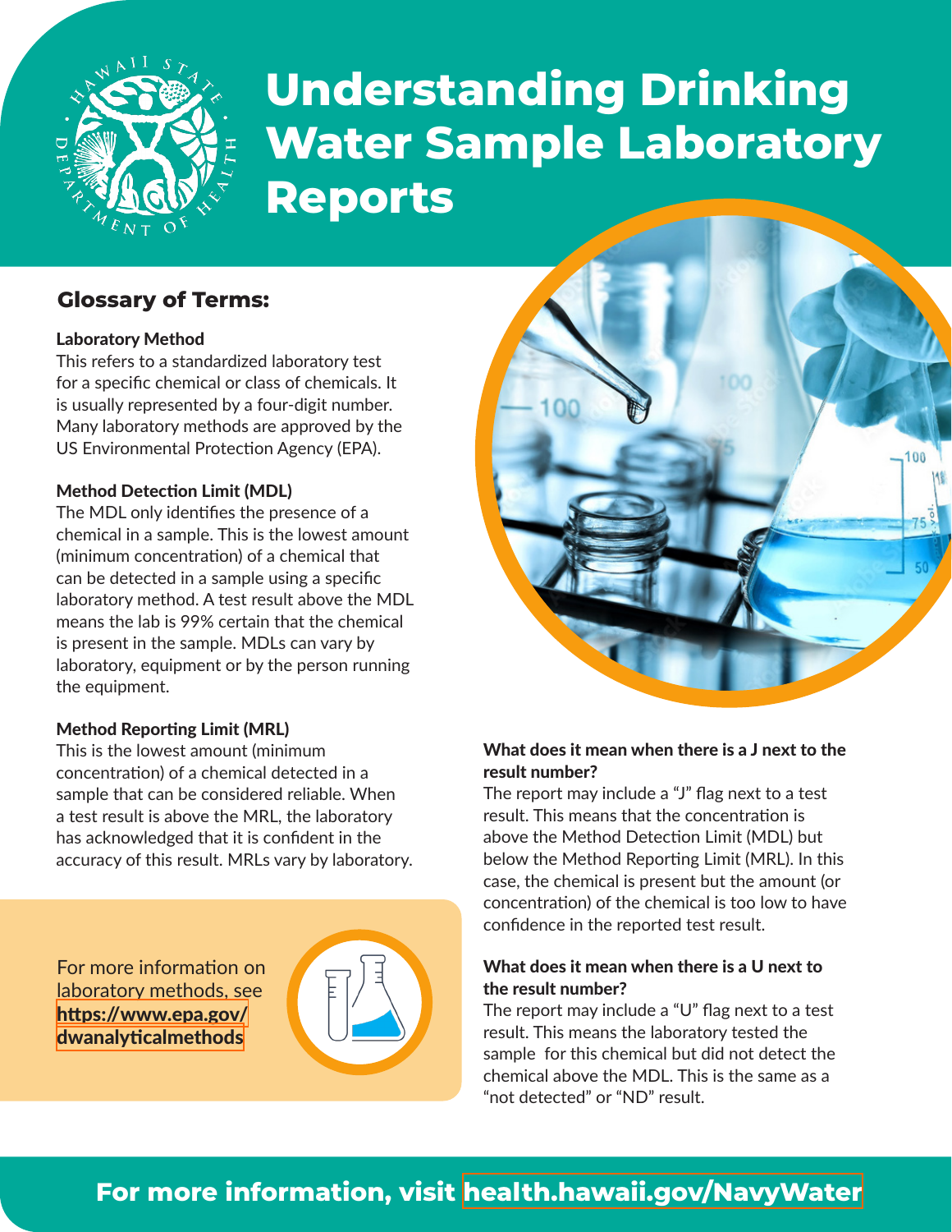# Understanding Drinking Water Sample Laboratory Reports

## Glossary of Terms:

**Laboratory Method**
This refers to a standardized laboratory test for a specific chemical or class of chemicals. It is usually represented by a four-digit number. Many laboratory methods are approved by the US Environmental Protection Agency (EPA).

**Method Detection Limit (MDL)**
The MDL only identifies the presence of a chemical in a sample. This is the lowest amount (minimum concentration) of a chemical that can be detected in a sample using a specific laboratory method. A test result above the MDL means the lab is 99% certain that the chemical is present in the sample. MDLs can vary by laboratory, equipment or by the person running the equipment.

**Method Reporting Limit (MRL)**
This is the lowest amount (minimum concentration) of a chemical detected in a sample that can be considered reliable. When a test result is above the MRL, the laboratory has acknowledged that it is confident in the accuracy of this result. MRLs vary by laboratory.

For more information on laboratory methods, see **https://www.epa.gov/dwanalyticalmethods**

**What does it mean when there is a J next to the result number?**
The report may include a "J" flag next to a test result. This means that the concentration is above the Method Detection Limit (MDL) but below the Method Reporting Limit (MRL). In this case, the chemical is present but the amount (or concentration) of the chemical is too low to have confidence in the reported test result.

**What does it mean when there is a U next to the result number?**
The report may include a "U" flag next to a test result. This means the laboratory tested the sample for this chemical but did not detect the chemical above the MDL. This is the same as a "not detected" or "ND" result.

**For more information, visit health.hawaii.gov/NavyWater**